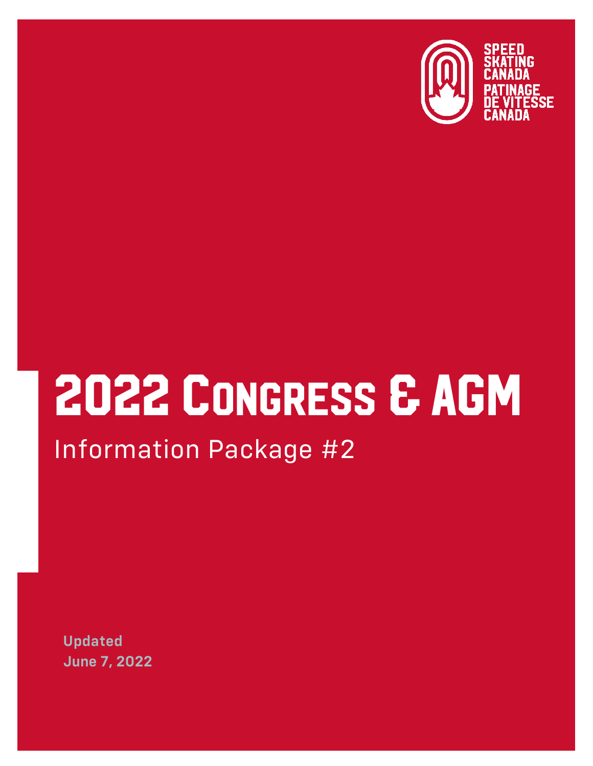SPEED SKATING CANADA
PATINAGE DE VITESSE CANADA

# 2022 Congress & AGM

## Information Package #2

**Updated**
**June 7, 2022**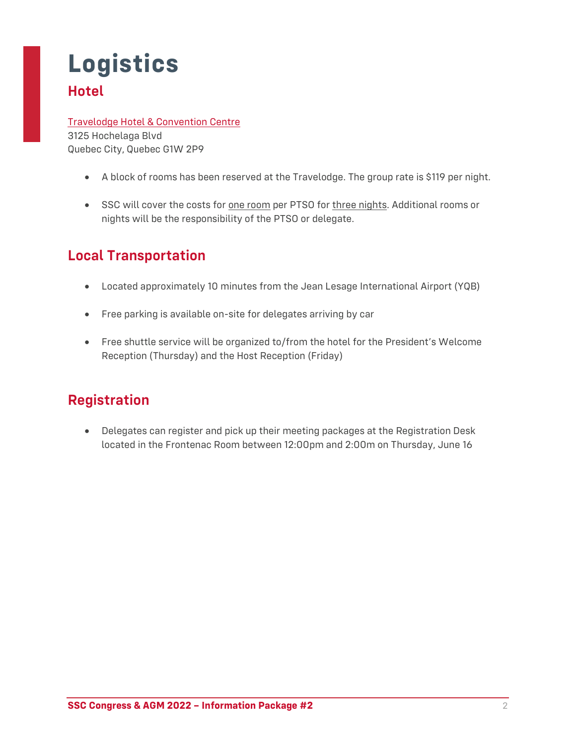# Logistics

## Hotel

[Travelodge Hotel & Convention Centre]
3125 Hochelaga Blvd
Quebec City, Quebec G1W 2P9

- A block of rooms has been reserved at the Travelodge. The group rate is $119 per night.
- SSC will cover the costs for one room per PTSO for three nights. Additional rooms or nights will be the responsibility of the PTSO or delegate.

## Local Transportation

- Located approximately 10 minutes from the Jean Lesage International Airport (YQB)
- Free parking is available on-site for delegates arriving by car
- Free shuttle service will be organized to/from the hotel for the President's Welcome Reception (Thursday) and the Host Reception (Friday)

## Registration

- Delegates can register and pick up their meeting packages at the Registration Desk located in the Frontenac Room between 12:00pm and 2:00m on Thursday, June 16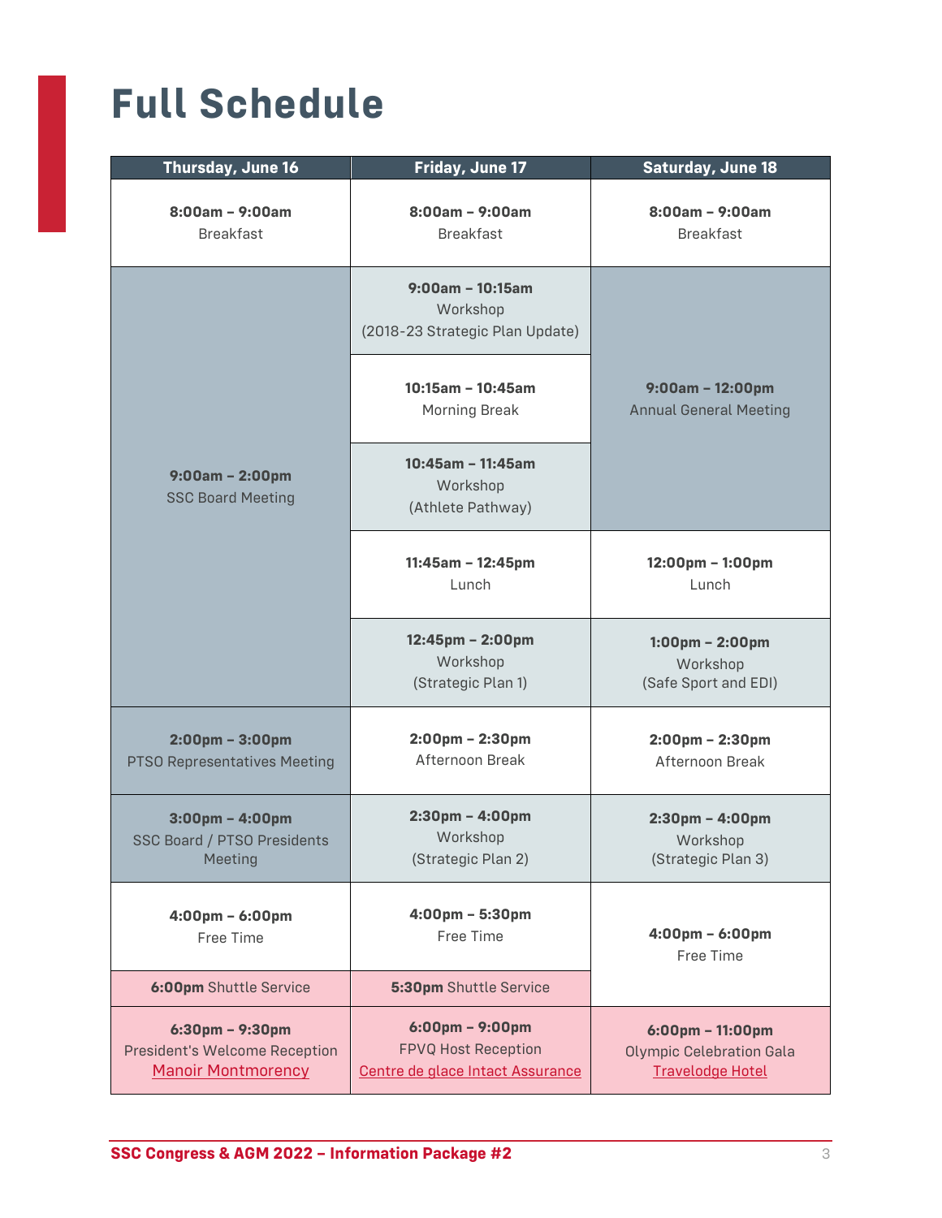# Full Schedule

| Thursday, June 16 | Friday, June 17 | Saturday, June 18 |
|---|---|---|
| **8:00am – 9:00am** Breakfast | **8:00am – 9:00am** Breakfast | **8:00am – 9:00am** Breakfast |
| **9:00am – 2:00pm** SSC Board Meeting | **9:00am – 10:15am** Workshop (2018-23 Strategic Plan Update) | **9:00am – 12:00pm** Annual General Meeting |
| | **10:15am – 10:45am** Morning Break | |
| | **10:45am – 11:45am** Workshop (Athlete Pathway) | |
| | **11:45am – 12:45pm** Lunch | **12:00pm – 1:00pm** Lunch |
| | **12:45pm – 2:00pm** Workshop (Strategic Plan 1) | **1:00pm – 2:00pm** Workshop (Safe Sport and EDI) |
| **2:00pm – 3:00pm** PTSO Representatives Meeting | **2:00pm – 2:30pm** Afternoon Break | **2:00pm – 2:30pm** Afternoon Break |
| **3:00pm – 4:00pm** SSC Board / PTSO Presidents Meeting | **2:30pm – 4:00pm** Workshop (Strategic Plan 2) | **2:30pm – 4:00pm** Workshop (Strategic Plan 3) |
| **4:00pm – 6:00pm** Free Time | **4:00pm – 5:30pm** Free Time | **4:00pm – 6:00pm** Free Time |
| **6:00pm** Shuttle Service | **5:30pm** Shuttle Service | |
| **6:30pm – 9:30pm** President's Welcome Reception Manoir Montmorency | **6:00pm – 9:00pm** FPVQ Host Reception Centre de glace Intact Assurance | **6:00pm – 11:00pm** Olympic Celebration Gala Travelodge Hotel |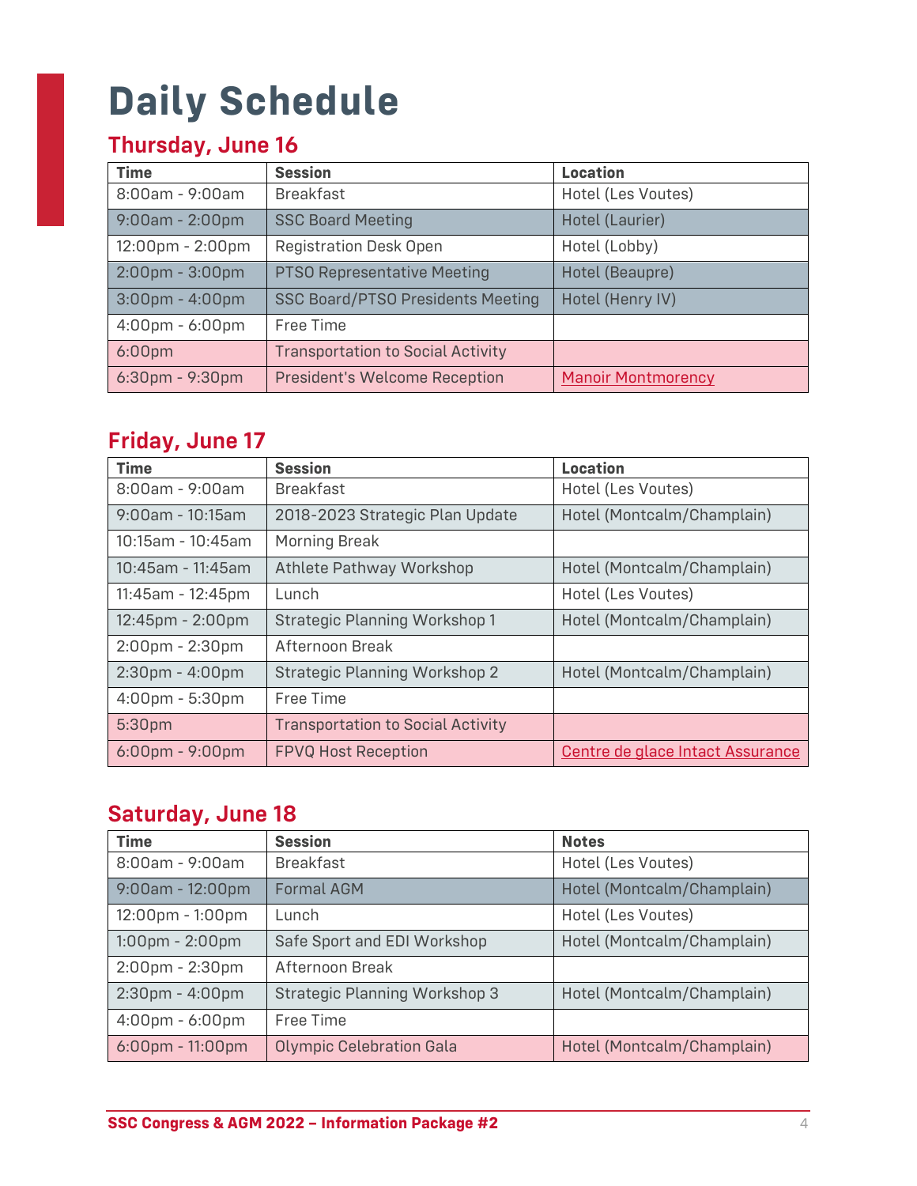# Daily Schedule

## Thursday, June 16

| Time | Session | Location |
|---|---|---|
| 8:00am - 9:00am | Breakfast | Hotel (Les Voutes) |
| 9:00am - 2:00pm | SSC Board Meeting | Hotel (Laurier) |
| 12:00pm - 2:00pm | Registration Desk Open | Hotel (Lobby) |
| 2:00pm - 3:00pm | PTSO Representative Meeting | Hotel (Beaupre) |
| 3:00pm - 4:00pm | SSC Board/PTSO Presidents Meeting | Hotel (Henry IV) |
| 4:00pm - 6:00pm | Free Time | |
| 6:00pm | Transportation to Social Activity | |
| 6:30pm - 9:30pm | President's Welcome Reception | Manoir Montmorency |

## Friday, June 17

| Time | Session | Location |
|---|---|---|
| 8:00am - 9:00am | Breakfast | Hotel (Les Voutes) |
| 9:00am - 10:15am | 2018-2023 Strategic Plan Update | Hotel (Montcalm/Champlain) |
| 10:15am - 10:45am | Morning Break | |
| 10:45am - 11:45am | Athlete Pathway Workshop | Hotel (Montcalm/Champlain) |
| 11:45am - 12:45pm | Lunch | Hotel (Les Voutes) |
| 12:45pm - 2:00pm | Strategic Planning Workshop 1 | Hotel (Montcalm/Champlain) |
| 2:00pm - 2:30pm | Afternoon Break | |
| 2:30pm - 4:00pm | Strategic Planning Workshop 2 | Hotel (Montcalm/Champlain) |
| 4:00pm - 5:30pm | Free Time | |
| 5:30pm | Transportation to Social Activity | |
| 6:00pm - 9:00pm | FPVQ Host Reception | Centre de glace Intact Assurance |

## Saturday, June 18

| Time | Session | Notes |
|---|---|---|
| 8:00am - 9:00am | Breakfast | Hotel (Les Voutes) |
| 9:00am - 12:00pm | Formal AGM | Hotel (Montcalm/Champlain) |
| 12:00pm - 1:00pm | Lunch | Hotel (Les Voutes) |
| 1:00pm - 2:00pm | Safe Sport and EDI Workshop | Hotel (Montcalm/Champlain) |
| 2:00pm - 2:30pm | Afternoon Break | |
| 2:30pm - 4:00pm | Strategic Planning Workshop 3 | Hotel (Montcalm/Champlain) |
| 4:00pm - 6:00pm | Free Time | |
| 6:00pm - 11:00pm | Olympic Celebration Gala | Hotel (Montcalm/Champlain) |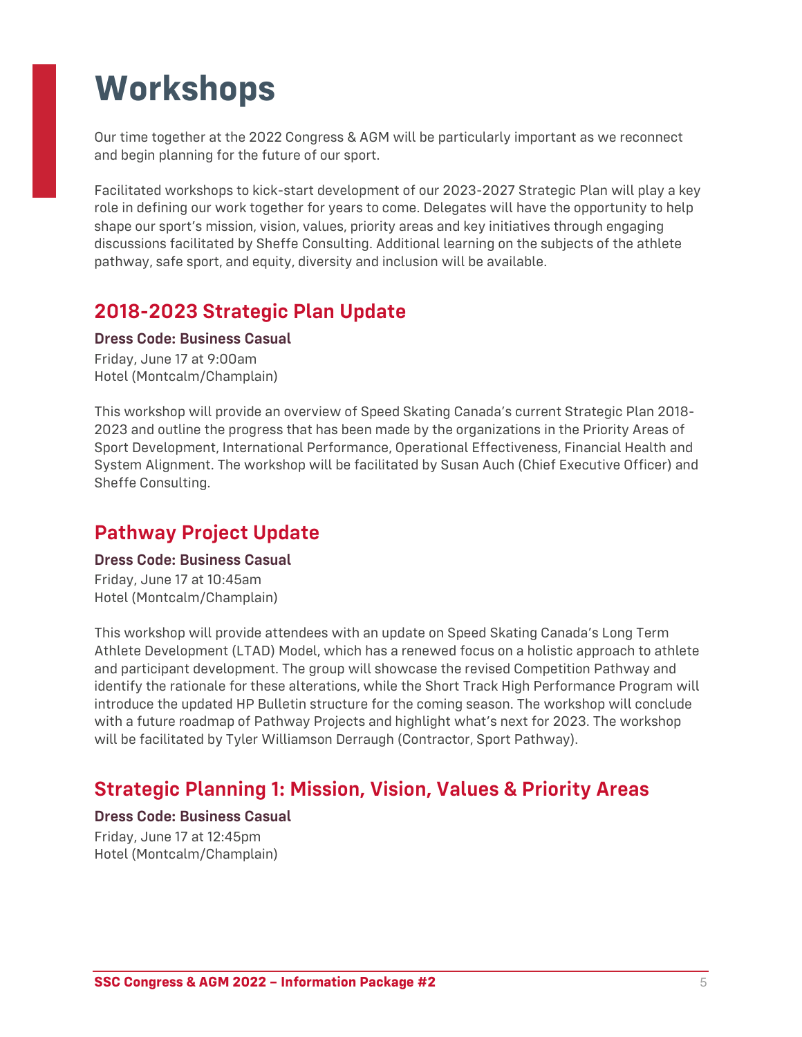# Workshops

Our time together at the 2022 Congress & AGM will be particularly important as we reconnect and begin planning for the future of our sport.

Facilitated workshops to kick-start development of our 2023-2027 Strategic Plan will play a key role in defining our work together for years to come. Delegates will have the opportunity to help shape our sport's mission, vision, values, priority areas and key initiatives through engaging discussions facilitated by Sheffe Consulting. Additional learning on the subjects of the athlete pathway, safe sport, and equity, diversity and inclusion will be available.

## 2018-2023 Strategic Plan Update

**Dress Code: Business Casual**
Friday, June 17 at 9:00am
Hotel (Montcalm/Champlain)

This workshop will provide an overview of Speed Skating Canada's current Strategic Plan 2018-2023 and outline the progress that has been made by the organizations in the Priority Areas of Sport Development, International Performance, Operational Effectiveness, Financial Health and System Alignment. The workshop will be facilitated by Susan Auch (Chief Executive Officer) and Sheffe Consulting.

## Pathway Project Update

**Dress Code: Business Casual**
Friday, June 17 at 10:45am
Hotel (Montcalm/Champlain)

This workshop will provide attendees with an update on Speed Skating Canada's Long Term Athlete Development (LTAD) Model, which has a renewed focus on a holistic approach to athlete and participant development. The group will showcase the revised Competition Pathway and identify the rationale for these alterations, while the Short Track High Performance Program will introduce the updated HP Bulletin structure for the coming season. The workshop will conclude with a future roadmap of Pathway Projects and highlight what's next for 2023. The workshop will be facilitated by Tyler Williamson Derraugh (Contractor, Sport Pathway).

## Strategic Planning 1: Mission, Vision, Values & Priority Areas

**Dress Code: Business Casual**
Friday, June 17 at 12:45pm
Hotel (Montcalm/Champlain)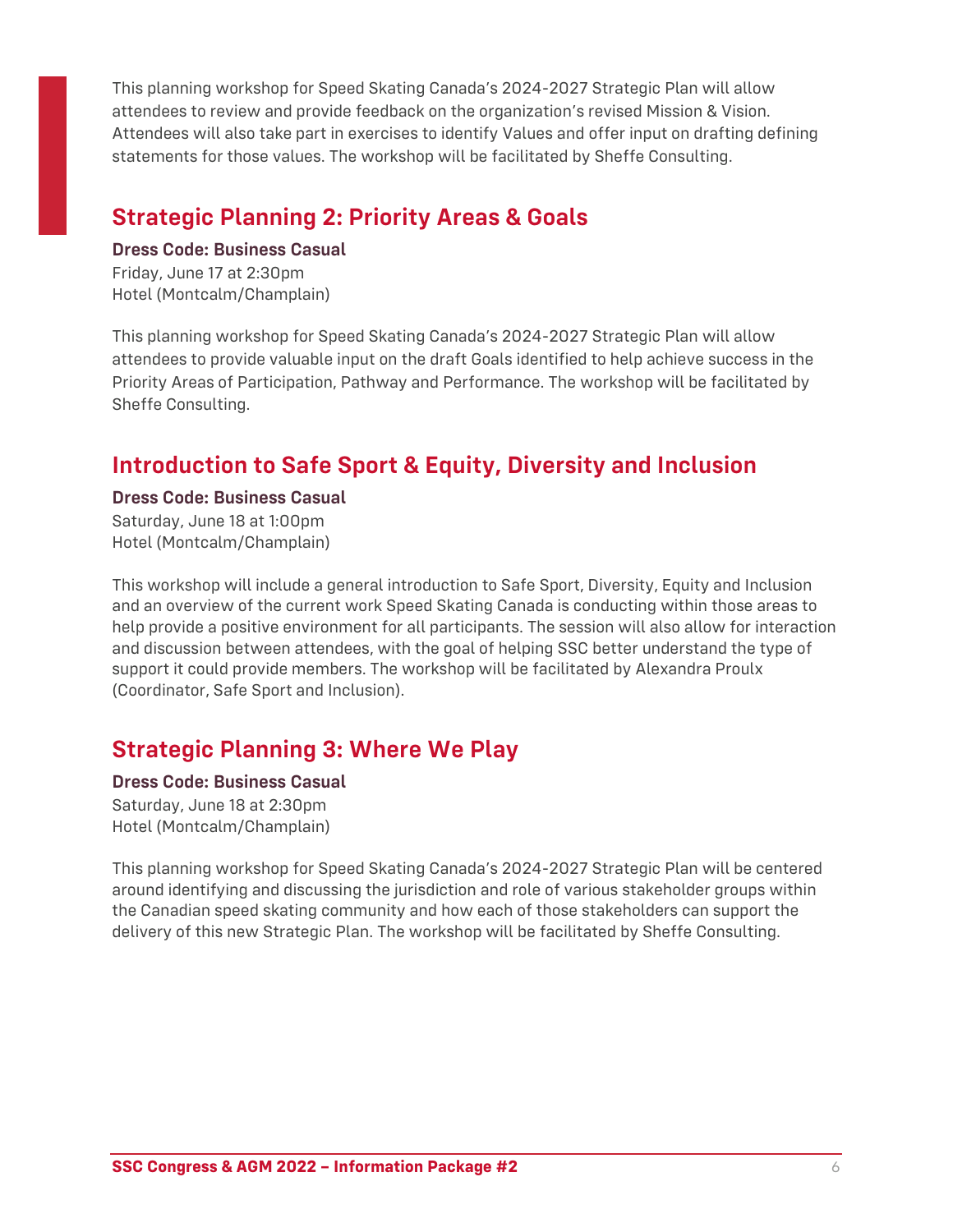This planning workshop for Speed Skating Canada's 2024-2027 Strategic Plan will allow attendees to review and provide feedback on the organization's revised Mission & Vision. Attendees will also take part in exercises to identify Values and offer input on drafting defining statements for those values. The workshop will be facilitated by Sheffe Consulting.

## Strategic Planning 2: Priority Areas & Goals

**Dress Code: Business Casual**
Friday, June 17 at 2:30pm
Hotel (Montcalm/Champlain)

This planning workshop for Speed Skating Canada's 2024-2027 Strategic Plan will allow attendees to provide valuable input on the draft Goals identified to help achieve success in the Priority Areas of Participation, Pathway and Performance. The workshop will be facilitated by Sheffe Consulting.

## Introduction to Safe Sport & Equity, Diversity and Inclusion

**Dress Code: Business Casual**
Saturday, June 18 at 1:00pm
Hotel (Montcalm/Champlain)

This workshop will include a general introduction to Safe Sport, Diversity, Equity and Inclusion and an overview of the current work Speed Skating Canada is conducting within those areas to help provide a positive environment for all participants. The session will also allow for interaction and discussion between attendees, with the goal of helping SSC better understand the type of support it could provide members. The workshop will be facilitated by Alexandra Proulx (Coordinator, Safe Sport and Inclusion).

## Strategic Planning 3: Where We Play

**Dress Code: Business Casual**
Saturday, June 18 at 2:30pm
Hotel (Montcalm/Champlain)

This planning workshop for Speed Skating Canada's 2024-2027 Strategic Plan will be centered around identifying and discussing the jurisdiction and role of various stakeholder groups within the Canadian speed skating community and how each of those stakeholders can support the delivery of this new Strategic Plan. The workshop will be facilitated by Sheffe Consulting.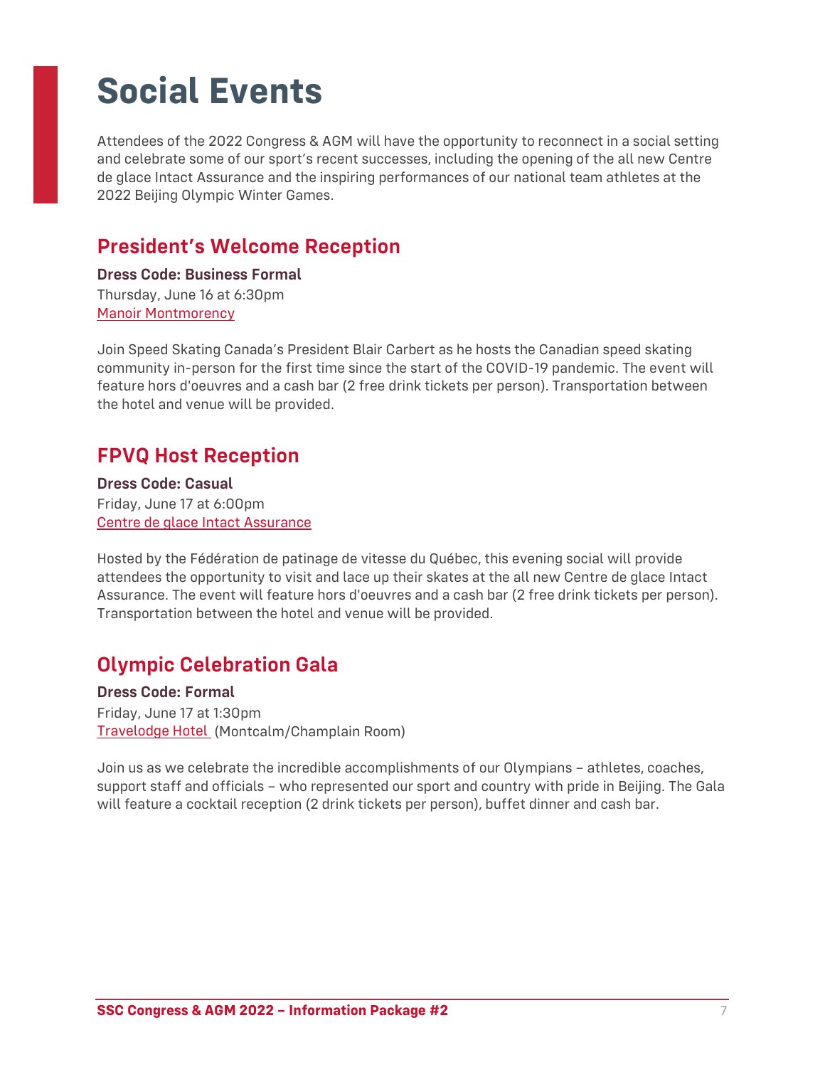# Social Events

Attendees of the 2022 Congress & AGM will have the opportunity to reconnect in a social setting and celebrate some of our sport's recent successes, including the opening of the all new Centre de glace Intact Assurance and the inspiring performances of our national team athletes at the 2022 Beijing Olympic Winter Games.

## President's Welcome Reception

**Dress Code: Business Formal**
Thursday, June 16 at 6:30pm
Manoir Montmorency

Join Speed Skating Canada's President Blair Carbert as he hosts the Canadian speed skating community in-person for the first time since the start of the COVID-19 pandemic. The event will feature hors d'oeuvres and a cash bar (2 free drink tickets per person). Transportation between the hotel and venue will be provided.

## FPVQ Host Reception

**Dress Code: Casual**
Friday, June 17 at 6:00pm
Centre de glace Intact Assurance

Hosted by the Fédération de patinage de vitesse du Québec, this evening social will provide attendees the opportunity to visit and lace up their skates at the all new Centre de glace Intact Assurance. The event will feature hors d'oeuvres and a cash bar (2 free drink tickets per person). Transportation between the hotel and venue will be provided.

## Olympic Celebration Gala

**Dress Code: Formal**
Friday, June 17 at 1:30pm
Travelodge Hotel (Montcalm/Champlain Room)

Join us as we celebrate the incredible accomplishments of our Olympians – athletes, coaches, support staff and officials – who represented our sport and country with pride in Beijing. The Gala will feature a cocktail reception (2 drink tickets per person), buffet dinner and cash bar.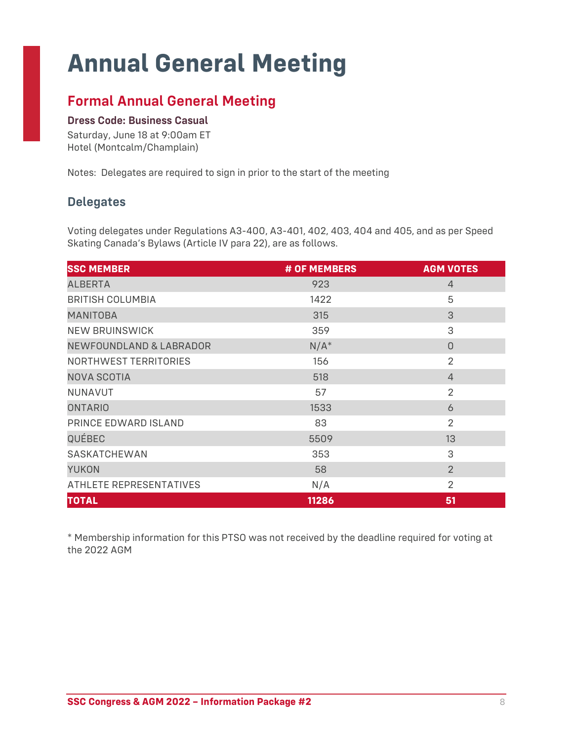# Annual General Meeting

## Formal Annual General Meeting

**Dress Code: Business Casual**

Saturday, June 18 at 9:00am ET
Hotel (Montcalm/Champlain)

Notes: Delegates are required to sign in prior to the start of the meeting

### Delegates

Voting delegates under Regulations A3-400, A3-401, 402, 403, 404 and 405, and as per Speed Skating Canada's Bylaws (Article IV para 22), are as follows.

| SSC MEMBER | # OF MEMBERS | AGM VOTES |
|---|---|---|
| ALBERTA | 923 | 4 |
| BRITISH COLUMBIA | 1422 | 5 |
| MANITOBA | 315 | 3 |
| NEW BRUINSWICK | 359 | 3 |
| NEWFOUNDLAND & LABRADOR | N/A* | 0 |
| NORTHWEST TERRITORIES | 156 | 2 |
| NOVA SCOTIA | 518 | 4 |
| NUNAVUT | 57 | 2 |
| ONTARIO | 1533 | 6 |
| PRINCE EDWARD ISLAND | 83 | 2 |
| QUÉBEC | 5509 | 13 |
| SASKATCHEWAN | 353 | 3 |
| YUKON | 58 | 2 |
| ATHLETE REPRESENTATIVES | N/A | 2 |
| **TOTAL** | **11286** | **51** |

* Membership information for this PTSO was not received by the deadline required for voting at the 2022 AGM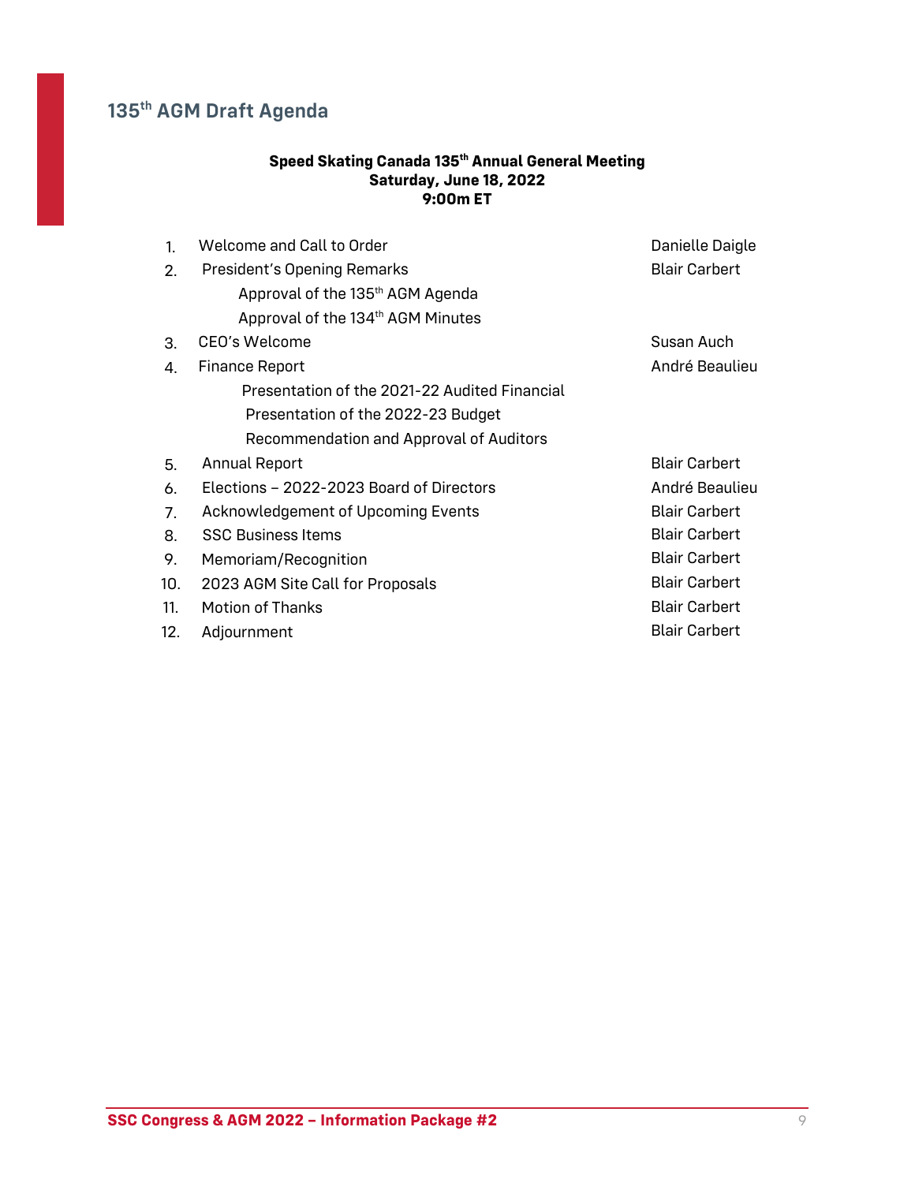## 135th AGM Draft Agenda

**Speed Skating Canada 135th Annual General Meeting**
**Saturday, June 18, 2022**
**9:00m ET**

| | | |
|---|---|---|
| 1. | Welcome and Call to Order | Danielle Daigle |
| 2. | President's Opening Remarks<br>Approval of the 135th AGM Agenda<br>Approval of the 134th AGM Minutes | Blair Carbert |
| 3. | CEO's Welcome | Susan Auch |
| 4. | Finance Report<br>Presentation of the 2021-22 Audited Financial<br>Presentation of the 2022-23 Budget<br>Recommendation and Approval of Auditors | André Beaulieu |
| 5. | Annual Report | Blair Carbert |
| 6. | Elections – 2022-2023 Board of Directors | André Beaulieu |
| 7. | Acknowledgement of Upcoming Events | Blair Carbert |
| 8. | SSC Business Items | Blair Carbert |
| 9. | Memoriam/Recognition | Blair Carbert |
| 10. | 2023 AGM Site Call for Proposals | Blair Carbert |
| 11. | Motion of Thanks | Blair Carbert |
| 12. | Adjournment | Blair Carbert |